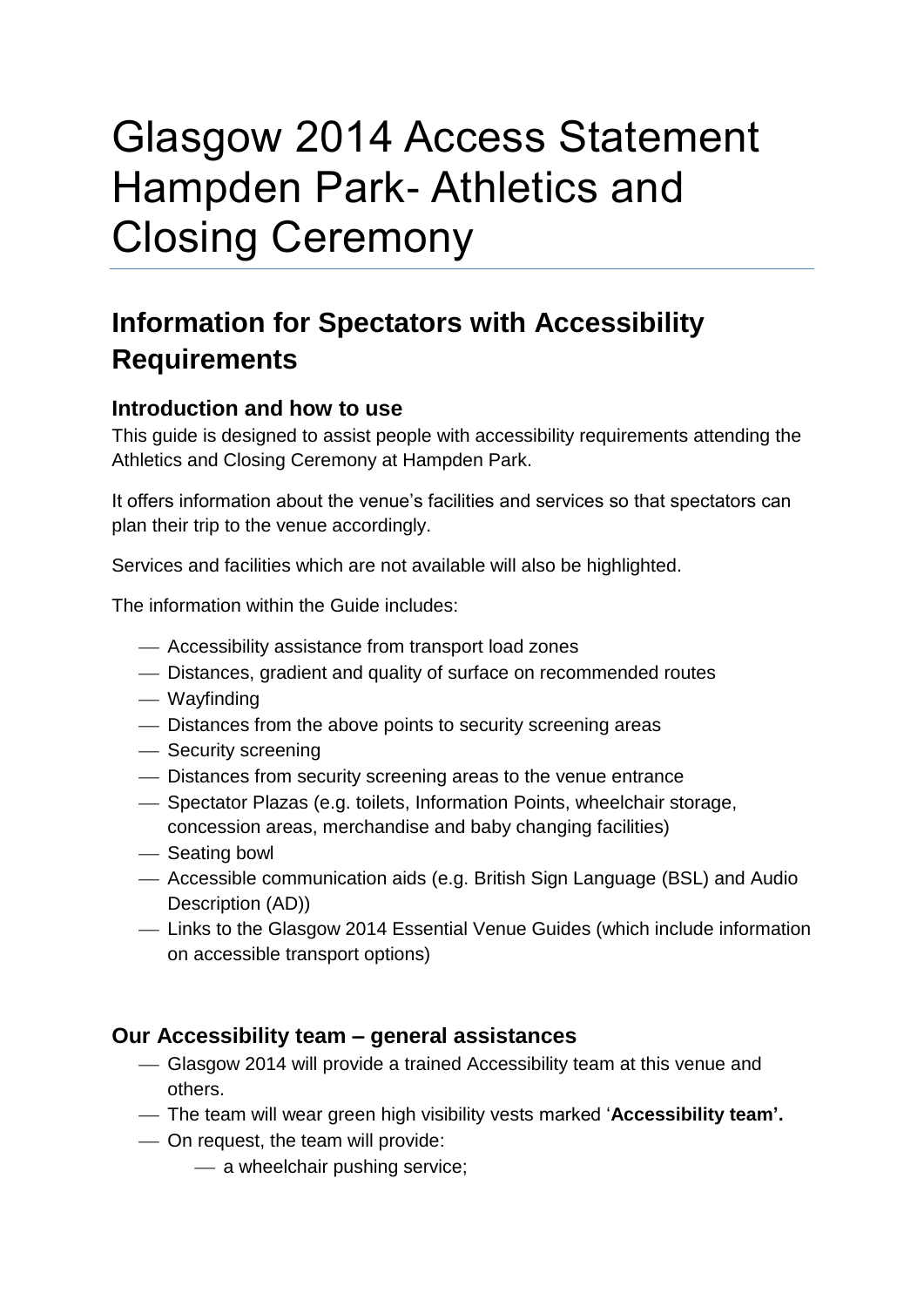# Glasgow 2014 Access Statement Hampden Park- Athletics and Closing Ceremony

## Information for Spectators with Accessibility Requirements

### Introduction and how to use

This guide is designed to assist people with accessibility requirements attending the Athletics and Closing Ceremony at Hampden Park.

It offers information about the venue's facilities and services so that spectators can plan their trip to the venue accordingly.

Services and facilities which are not available will also be highlighted.

The information within the Guide includes:

- Accessibility assistance from transport load zones
- Distances, gradient and quality of surface on recommended routes
- Wayfinding
- Distances from the above points to security screening areas
- Security screening
- Distances from security screening areas to the venue entrance
- Spectator Plazas (e.g. toilets, Information Points, wheelchair storage, concession areas, merchandise and baby changing facilities)
- Seating bowl
- Accessible communication aids (e.g. British Sign Language (BSL) and Audio Description (AD))
- Links to the Glasgow 2014 Essential Venue Guides (which include information on accessible transport options)

### Our Accessibility team – general assistances

- Glasgow 2014 will provide a trained Accessibility team at this venue and others.
- The team will wear green high visibility vests marked '**Accessibility team'.**
- On request, the team will provide:
  - a wheelchair pushing service;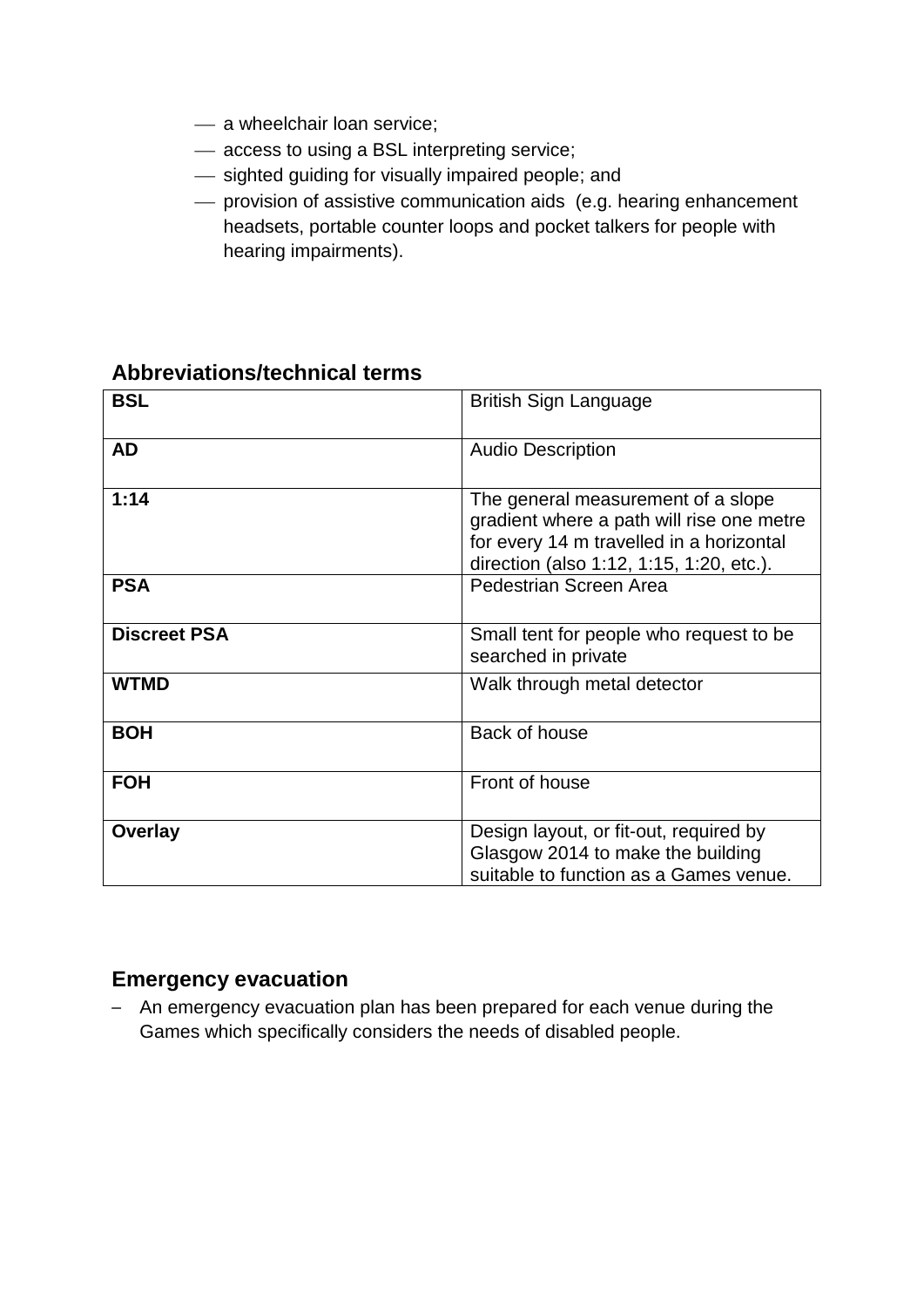- a wheelchair loan service;
- access to using a BSL interpreting service;
- sighted guiding for visually impaired people; and
- provision of assistive communication aids (e.g. hearing enhancement headsets, portable counter loops and pocket talkers for people with hearing impairments).

## Abbreviations/technical terms

| | |
|---|---|
| **BSL** | British Sign Language |
| **AD** | Audio Description |
| **1:14** | The general measurement of a slope gradient where a path will rise one metre for every 14 m travelled in a horizontal direction (also 1:12, 1:15, 1:20, etc.). |
| **PSA** | Pedestrian Screen Area |
| **Discreet PSA** | Small tent for people who request to be searched in private |
| **WTMD** | Walk through metal detector |
| **BOH** | Back of house |
| **FOH** | Front of house |
| **Overlay** | Design layout, or fit-out, required by Glasgow 2014 to make the building suitable to function as a Games venue. |

## Emergency evacuation

- An emergency evacuation plan has been prepared for each venue during the Games which specifically considers the needs of disabled people.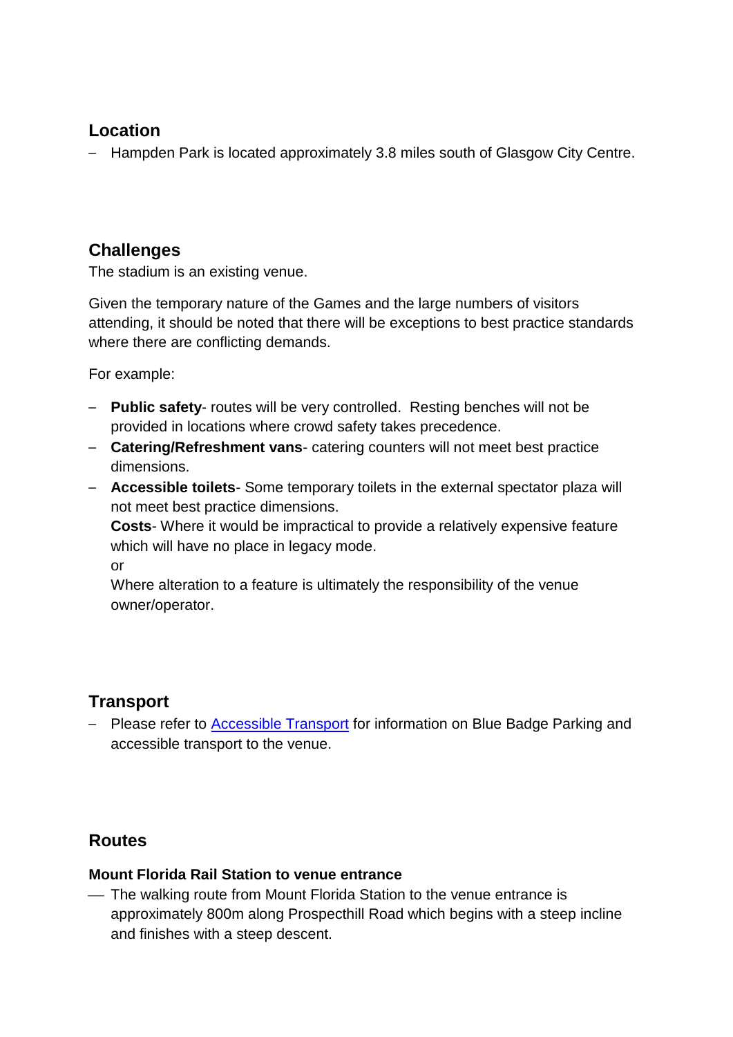## Location

- Hampden Park is located approximately 3.8 miles south of Glasgow City Centre.

## Challenges

The stadium is an existing venue.

Given the temporary nature of the Games and the large numbers of visitors attending, it should be noted that there will be exceptions to best practice standards where there are conflicting demands.

For example:

- **Public safety**- routes will be very controlled. Resting benches will not be provided in locations where crowd safety takes precedence.
- **Catering/Refreshment vans**- catering counters will not meet best practice dimensions.
- **Accessible toilets**- Some temporary toilets in the external spectator plaza will not meet best practice dimensions.
  **Costs**- Where it would be impractical to provide a relatively expensive feature which will have no place in legacy mode.
  or
  Where alteration to a feature is ultimately the responsibility of the venue owner/operator.

## Transport

- Please refer to [Accessible Transport]() for information on Blue Badge Parking and accessible transport to the venue.

## Routes

### Mount Florida Rail Station to venue entrance

- The walking route from Mount Florida Station to the venue entrance is approximately 800m along Prospecthill Road which begins with a steep incline and finishes with a steep descent.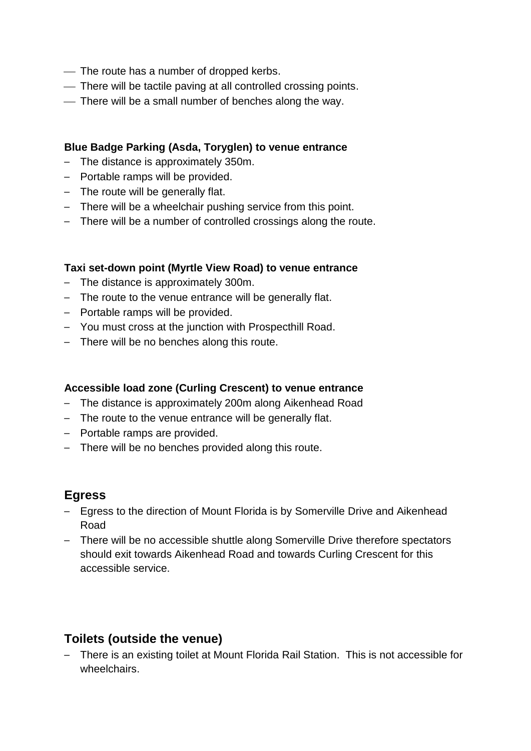- The route has a number of dropped kerbs.
- There will be tactile paving at all controlled crossing points.
- There will be a small number of benches along the way.

**Blue Badge Parking (Asda, Toryglen) to venue entrance**

- The distance is approximately 350m.
- Portable ramps will be provided.
- The route will be generally flat.
- There will be a wheelchair pushing service from this point.
- There will be a number of controlled crossings along the route.

**Taxi set-down point (Myrtle View Road) to venue entrance**

- The distance is approximately 300m.
- The route to the venue entrance will be generally flat.
- Portable ramps will be provided.
- You must cross at the junction with Prospecthill Road.
- There will be no benches along this route.

**Accessible load zone (Curling Crescent) to venue entrance**

- The distance is approximately 200m along Aikenhead Road
- The route to the venue entrance will be generally flat.
- Portable ramps are provided.
- There will be no benches provided along this route.

## Egress

- Egress to the direction of Mount Florida is by Somerville Drive and Aikenhead Road
- There will be no accessible shuttle along Somerville Drive therefore spectators should exit towards Aikenhead Road and towards Curling Crescent for this accessible service.

## Toilets (outside the venue)

- There is an existing toilet at Mount Florida Rail Station. This is not accessible for wheelchairs.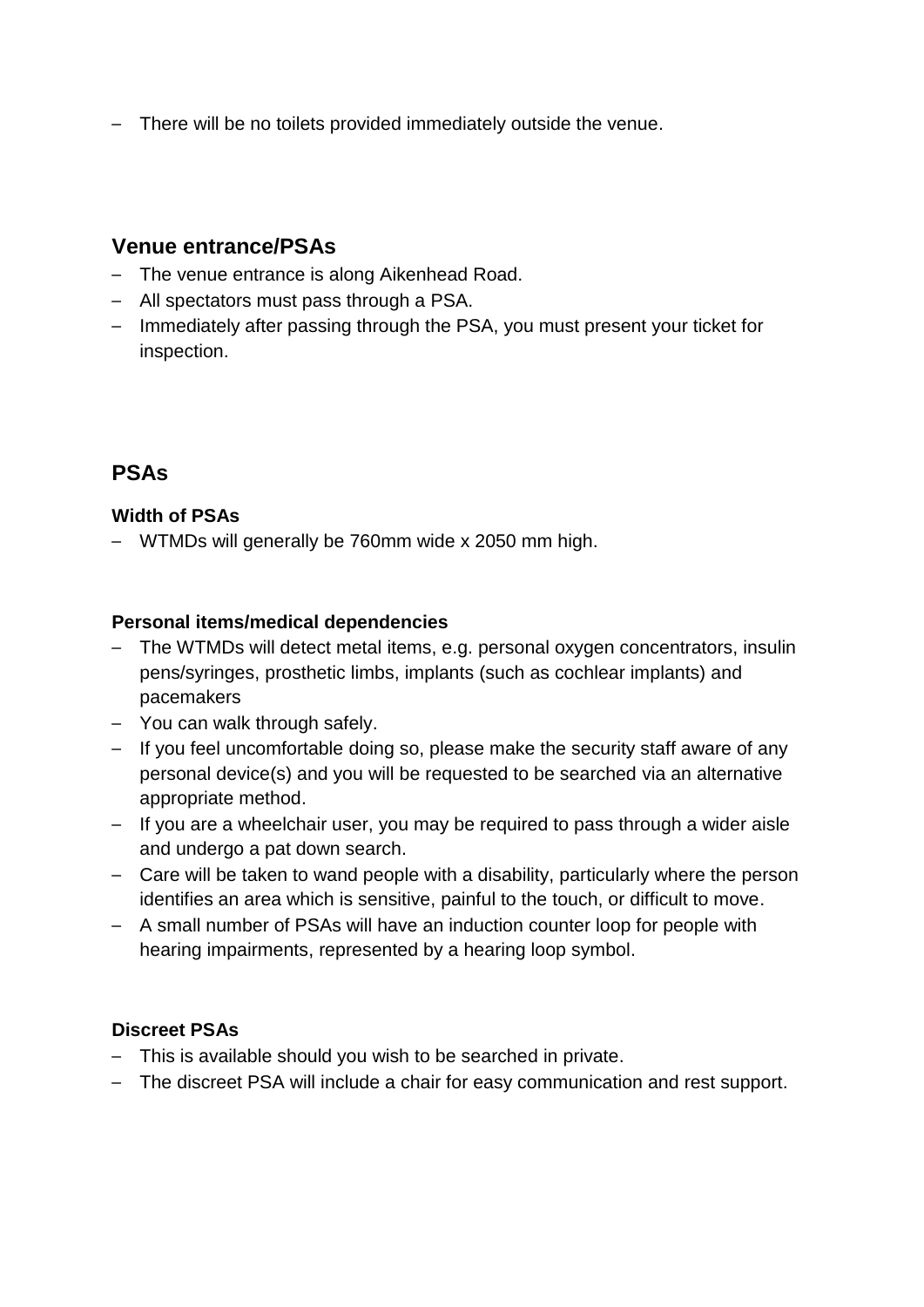- There will be no toilets provided immediately outside the venue.

## Venue entrance/PSAs

- The venue entrance is along Aikenhead Road.
- All spectators must pass through a PSA.
- Immediately after passing through the PSA, you must present your ticket for inspection.

## PSAs

### Width of PSAs

- WTMDs will generally be 760mm wide x 2050 mm high.

### Personal items/medical dependencies

- The WTMDs will detect metal items, e.g. personal oxygen concentrators, insulin pens/syringes, prosthetic limbs, implants (such as cochlear implants) and pacemakers
- You can walk through safely.
- If you feel uncomfortable doing so, please make the security staff aware of any personal device(s) and you will be requested to be searched via an alternative appropriate method.
- If you are a wheelchair user, you may be required to pass through a wider aisle and undergo a pat down search.
- Care will be taken to wand people with a disability, particularly where the person identifies an area which is sensitive, painful to the touch, or difficult to move.
- A small number of PSAs will have an induction counter loop for people with hearing impairments, represented by a hearing loop symbol.

### Discreet PSAs

- This is available should you wish to be searched in private.
- The discreet PSA will include a chair for easy communication and rest support.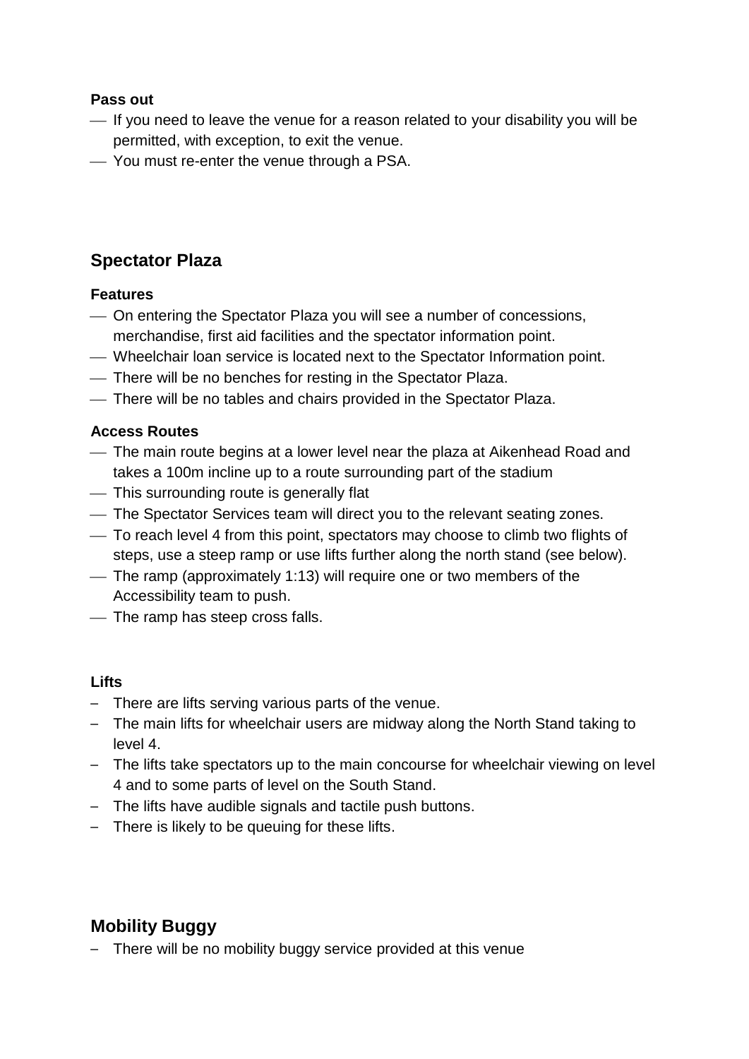#### Pass out

- If you need to leave the venue for a reason related to your disability you will be permitted, with exception, to exit the venue.
- You must re-enter the venue through a PSA.

## Spectator Plaza

#### Features

- On entering the Spectator Plaza you will see a number of concessions, merchandise, first aid facilities and the spectator information point.
- Wheelchair loan service is located next to the Spectator Information point.
- There will be no benches for resting in the Spectator Plaza.
- There will be no tables and chairs provided in the Spectator Plaza.

#### Access Routes

- The main route begins at a lower level near the plaza at Aikenhead Road and takes a 100m incline up to a route surrounding part of the stadium
- This surrounding route is generally flat
- The Spectator Services team will direct you to the relevant seating zones.
- To reach level 4 from this point, spectators may choose to climb two flights of steps, use a steep ramp or use lifts further along the north stand (see below).
- The ramp (approximately 1:13) will require one or two members of the Accessibility team to push.
- The ramp has steep cross falls.

#### Lifts

- There are lifts serving various parts of the venue.
- The main lifts for wheelchair users are midway along the North Stand taking to level 4.
- The lifts take spectators up to the main concourse for wheelchair viewing on level 4 and to some parts of level on the South Stand.
- The lifts have audible signals and tactile push buttons.
- There is likely to be queuing for these lifts.

## Mobility Buggy

- There will be no mobility buggy service provided at this venue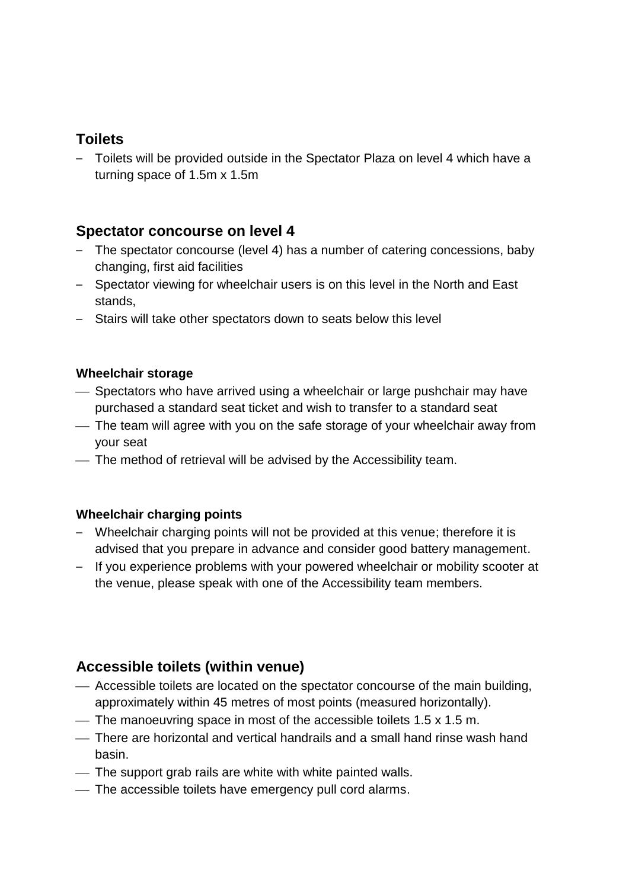## Toilets

- Toilets will be provided outside in the Spectator Plaza on level 4 which have a turning space of 1.5m x 1.5m

## Spectator concourse on level 4

- The spectator concourse (level 4) has a number of catering concessions, baby changing, first aid facilities
- Spectator viewing for wheelchair users is on this level in the North and East stands,
- Stairs will take other spectators down to seats below this level

### Wheelchair storage

- Spectators who have arrived using a wheelchair or large pushchair may have purchased a standard seat ticket and wish to transfer to a standard seat
- The team will agree with you on the safe storage of your wheelchair away from your seat
- The method of retrieval will be advised by the Accessibility team.

### Wheelchair charging points

- Wheelchair charging points will not be provided at this venue; therefore it is advised that you prepare in advance and consider good battery management.
- If you experience problems with your powered wheelchair or mobility scooter at the venue, please speak with one of the Accessibility team members.

## Accessible toilets (within venue)

- Accessible toilets are located on the spectator concourse of the main building, approximately within 45 metres of most points (measured horizontally).
- The manoeuvring space in most of the accessible toilets 1.5 x 1.5 m.
- There are horizontal and vertical handrails and a small hand rinse wash hand basin.
- The support grab rails are white with white painted walls.
- The accessible toilets have emergency pull cord alarms.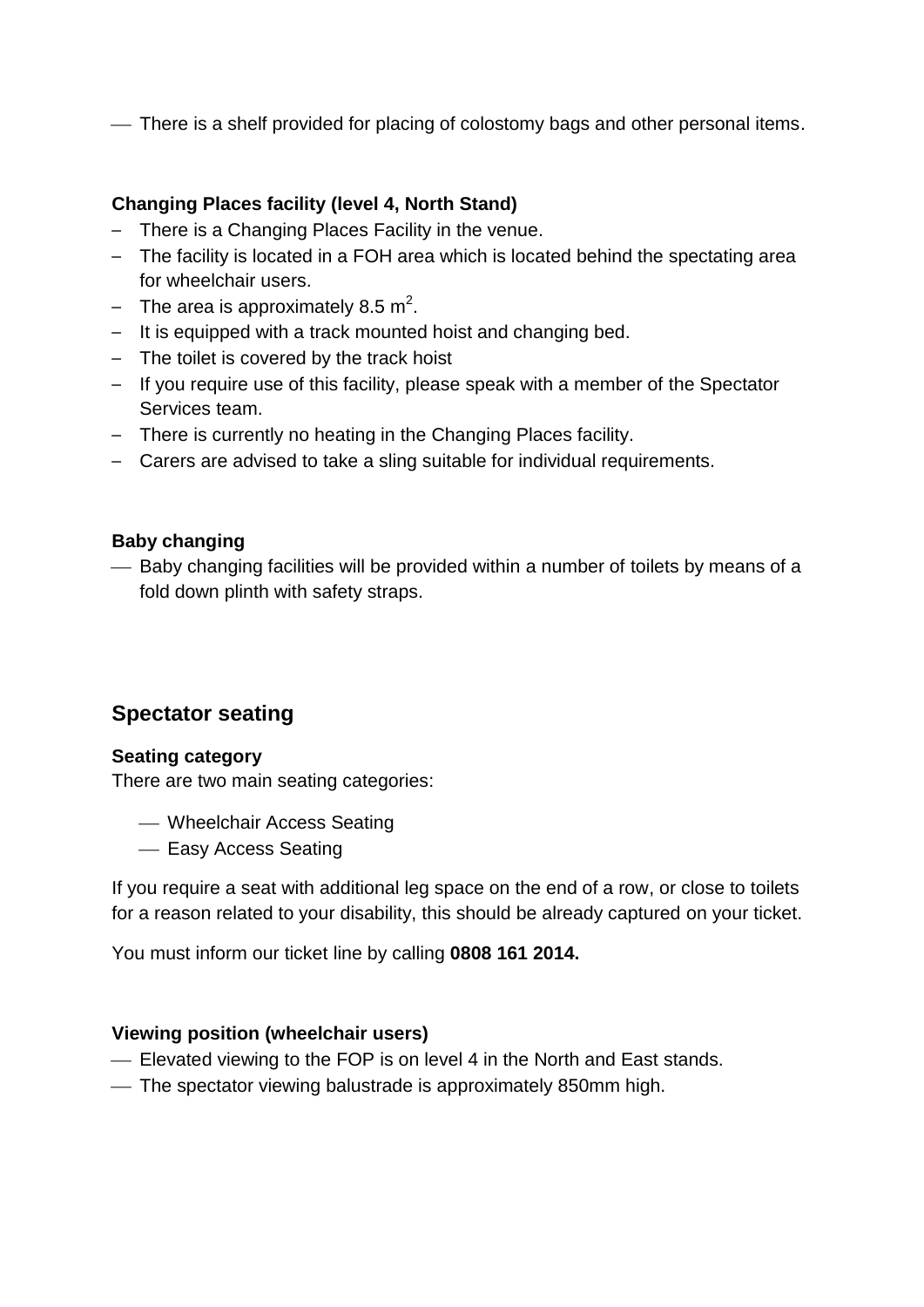- There is a shelf provided for placing of colostomy bags and other personal items.

**Changing Places facility (level 4, North Stand)**

- There is a Changing Places Facility in the venue.
- The facility is located in a FOH area which is located behind the spectating area for wheelchair users.
- The area is approximately 8.5 $m^2$.
- It is equipped with a track mounted hoist and changing bed.
- The toilet is covered by the track hoist
- If you require use of this facility, please speak with a member of the Spectator Services team.
- There is currently no heating in the Changing Places facility.
- Carers are advised to take a sling suitable for individual requirements.

**Baby changing**

- Baby changing facilities will be provided within a number of toilets by means of a fold down plinth with safety straps.

## Spectator seating

**Seating category**

There are two main seating categories:

- Wheelchair Access Seating
- Easy Access Seating

If you require a seat with additional leg space on the end of a row, or close to toilets for a reason related to your disability, this should be already captured on your ticket.

You must inform our ticket line by calling **0808 161 2014.**

**Viewing position (wheelchair users)**

- Elevated viewing to the FOP is on level 4 in the North and East stands.
- The spectator viewing balustrade is approximately 850mm high.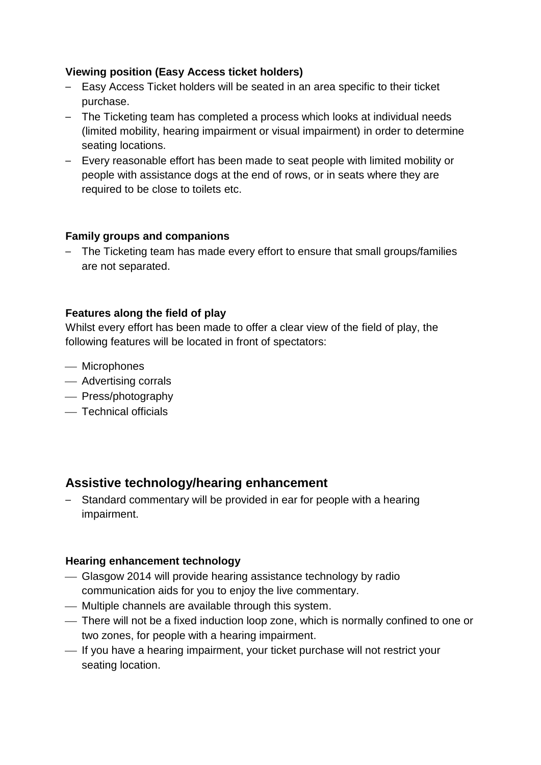**Viewing position (Easy Access ticket holders)**

- Easy Access Ticket holders will be seated in an area specific to their ticket purchase.
- The Ticketing team has completed a process which looks at individual needs (limited mobility, hearing impairment or visual impairment) in order to determine seating locations.
- Every reasonable effort has been made to seat people with limited mobility or people with assistance dogs at the end of rows, or in seats where they are required to be close to toilets etc.

**Family groups and companions**

- The Ticketing team has made every effort to ensure that small groups/families are not separated.

**Features along the field of play**

Whilst every effort has been made to offer a clear view of the field of play, the following features will be located in front of spectators:

- Microphones
- Advertising corrals
- Press/photography
- Technical officials

## Assistive technology/hearing enhancement

- Standard commentary will be provided in ear for people with a hearing impairment.

**Hearing enhancement technology**

- Glasgow 2014 will provide hearing assistance technology by radio communication aids for you to enjoy the live commentary.
- Multiple channels are available through this system.
- There will not be a fixed induction loop zone, which is normally confined to one or two zones, for people with a hearing impairment.
- If you have a hearing impairment, your ticket purchase will not restrict your seating location.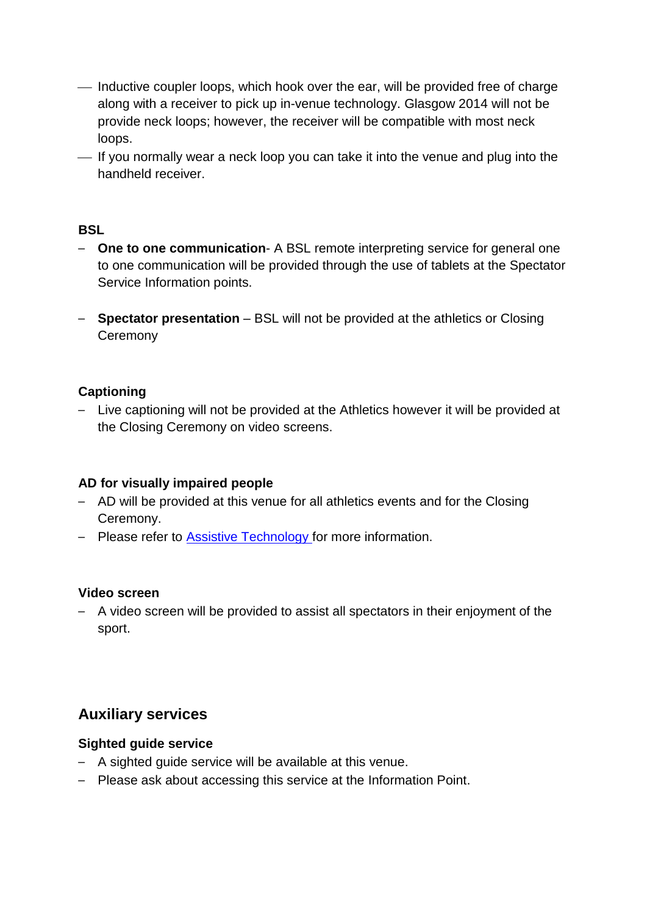- Inductive coupler loops, which hook over the ear, will be provided free of charge along with a receiver to pick up in-venue technology. Glasgow 2014 will not be provide neck loops; however, the receiver will be compatible with most neck loops.
- If you normally wear a neck loop you can take it into the venue and plug into the handheld receiver.

**BSL**

- **One to one communication**- A BSL remote interpreting service for general one to one communication will be provided through the use of tablets at the Spectator Service Information points.
- **Spectator presentation** – BSL will not be provided at the athletics or Closing Ceremony

**Captioning**

- Live captioning will not be provided at the Athletics however it will be provided at the Closing Ceremony on video screens.

**AD for visually impaired people**

- AD will be provided at this venue for all athletics events and for the Closing Ceremony.
- Please refer to Assistive Technology for more information.

**Video screen**

- A video screen will be provided to assist all spectators in their enjoyment of the sport.

## Auxiliary services

**Sighted guide service**

- A sighted guide service will be available at this venue.
- Please ask about accessing this service at the Information Point.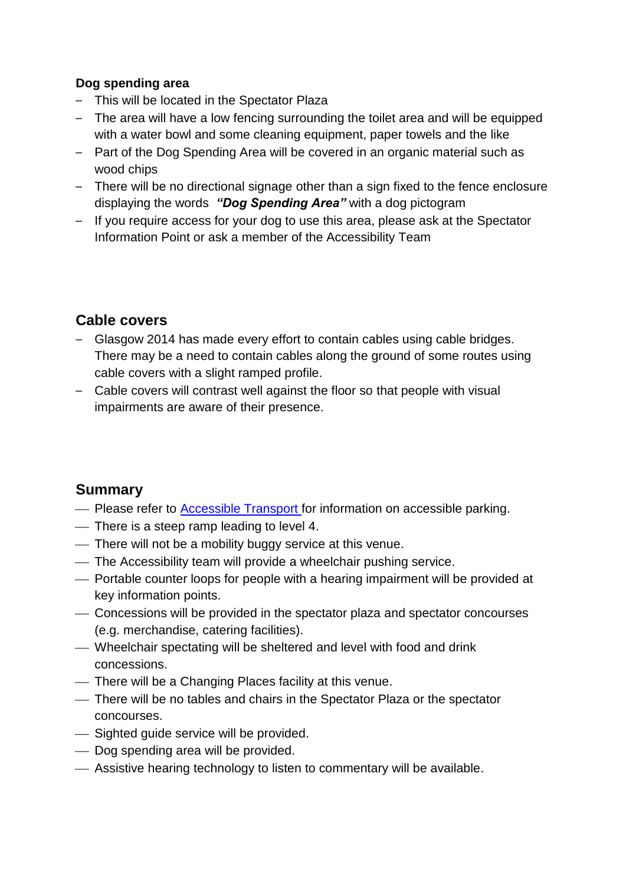**Dog spending area**

- This will be located in the Spectator Plaza
- The area will have a low fencing surrounding the toilet area and will be equipped with a water bowl and some cleaning equipment, paper towels and the like
- Part of the Dog Spending Area will be covered in an organic material such as wood chips
- There will be no directional signage other than a sign fixed to the fence enclosure displaying the words ***"Dog Spending Area"*** with a dog pictogram
- If you require access for your dog to use this area, please ask at the Spectator Information Point or ask a member of the Accessibility Team

## Cable covers

- Glasgow 2014 has made every effort to contain cables using cable bridges. There may be a need to contain cables along the ground of some routes using cable covers with a slight ramped profile.
- Cable covers will contrast well against the floor so that people with visual impairments are aware of their presence.

## Summary

- Please refer to [Accessible Transport](#) for information on accessible parking.
- There is a steep ramp leading to level 4.
- There will not be a mobility buggy service at this venue.
- The Accessibility team will provide a wheelchair pushing service.
- Portable counter loops for people with a hearing impairment will be provided at key information points.
- Concessions will be provided in the spectator plaza and spectator concourses (e.g. merchandise, catering facilities).
- Wheelchair spectating will be sheltered and level with food and drink concessions.
- There will be a Changing Places facility at this venue.
- There will be no tables and chairs in the Spectator Plaza or the spectator concourses.
- Sighted guide service will be provided.
- Dog spending area will be provided.
- Assistive hearing technology to listen to commentary will be available.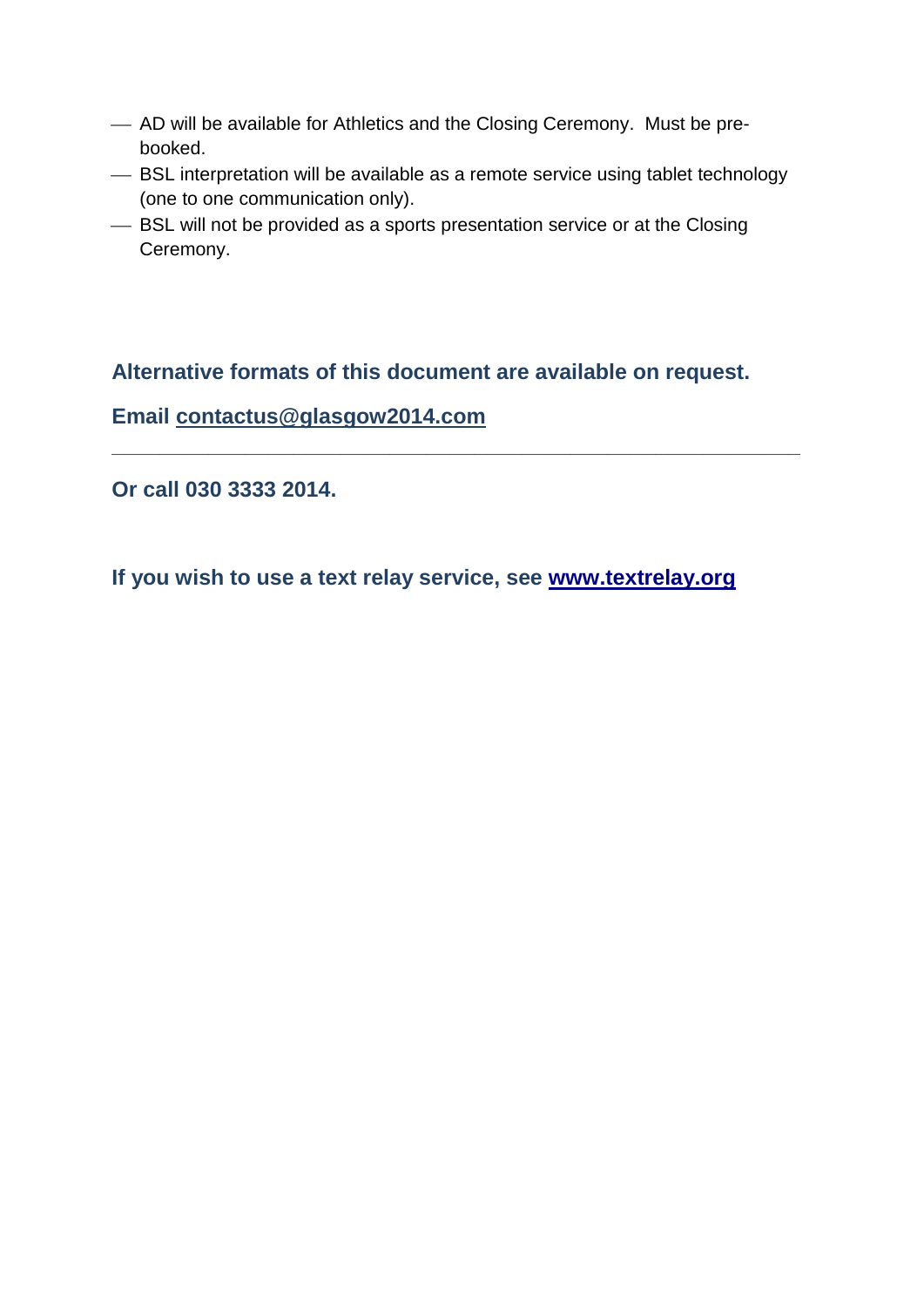- AD will be available for Athletics and the Closing Ceremony. Must be pre-booked.
- BSL interpretation will be available as a remote service using tablet technology (one to one communication only).
- BSL will not be provided as a sports presentation service or at the Closing Ceremony.

**Alternative formats of this document are available on request.**

**Email contactus@glasgow2014.com**

---

**Or call 030 3333 2014.**

**If you wish to use a text relay service, see www.textrelay.org**